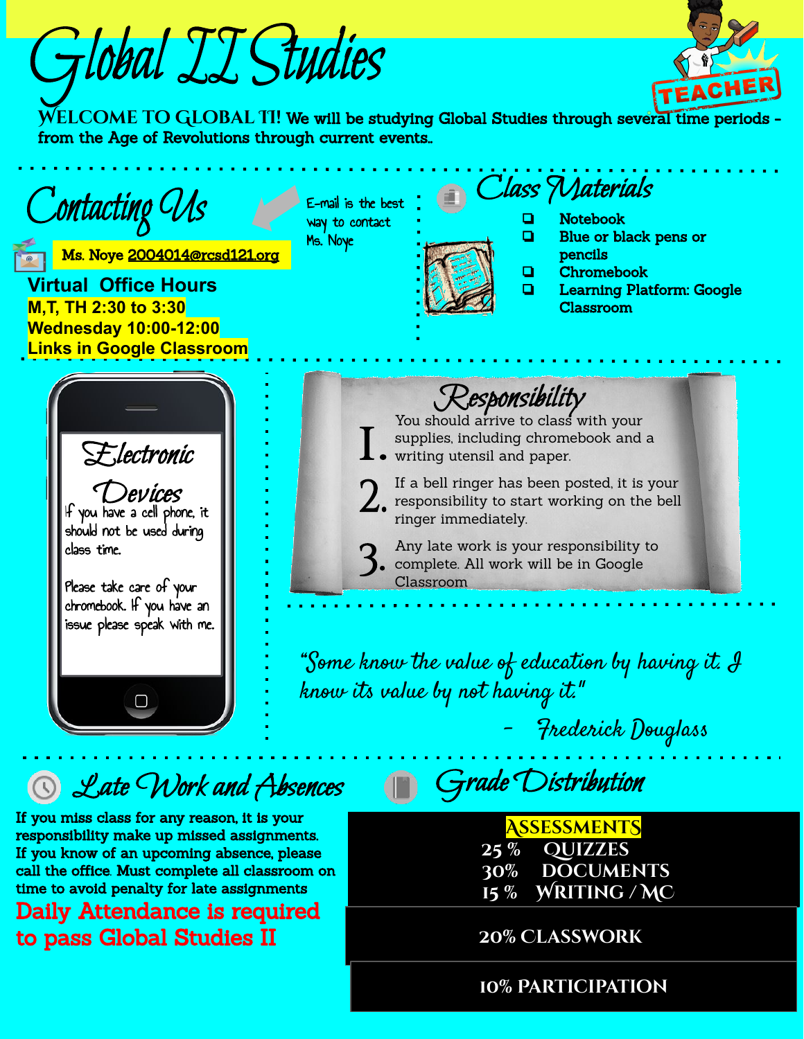# Global II Studies

**WELCOME TO GLOBAL II!** We will be studying Global Studies through several time periods - from the Age of Revolutions through current events..

## Contacting Us

E-mail is the best way to contact Ms. Noye

**Ms. Noye 2004014@rcsd121.org**

**Virtual Office Hours**

**M,T, TH 2:30 to 3:30**
**Wednesday 10:00-12:00**
**Links in Google Classroom**

## Class Materials

- Notebook
- Blue or black pens or pencils
- Chromebook
- Learning Platform: Google Classroom

## Electronic Devices

If you have a cell phone, it should not be used during class time.

Please take care of your chromebook. If you have an issue please speak with me.

## Responsibility

1. You should arrive to class with your supplies, including chromebook and a writing utensil and paper.
2. If a bell ringer has been posted, it is your responsibility to start working on the bell ringer immediately.
3. Any late work is your responsibility to complete. All work will be in Google Classroom

*"Some know the value of education by having it. I know its value by not having it."*

*– Frederick Douglass*

## Late Work and Absences

**If you miss class for any reason, it is your responsibility make up missed assignments. If you know of an upcoming absence, please call the office. Must complete all classroom on time to avoid penalty for late assignments**

**Daily Attendance is required to pass Global Studies II**

## Grade Distribution

**ASSESSMENTS**

- 25 % QUIZZES
- 30% DOCUMENTS
- 15 % WRITING / MC

**20% CLASSWORK**

**10% PARTICIPATION**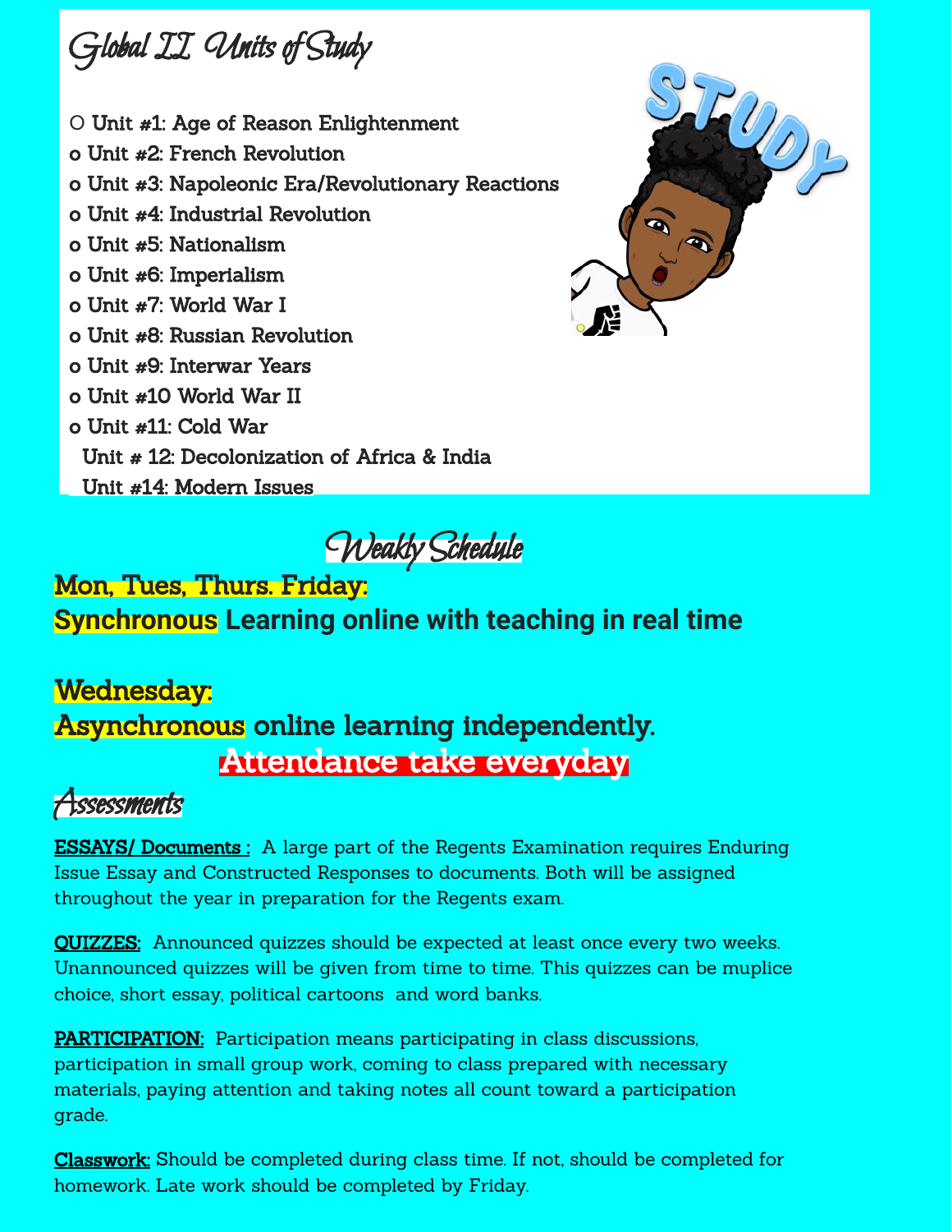## Global II Units of Study

- Unit #1: Age of Reason Enlightenment
- Unit #2: French Revolution
- Unit #3: Napoleonic Era/Revolutionary Reactions
- Unit #4: Industrial Revolution
- Unit #5: Nationalism
- Unit #6: Imperialism
- Unit #7: World War I
- Unit #8: Russian Revolution
- Unit #9: Interwar Years
- Unit #10 World War II
- Unit #11: Cold War

Unit # 12: Decolonization of Africa & India

Unit #14: Modern Issues

## Weakly Schedule

**Mon, Tues, Thurs. Friday:**

**Synchronous Learning online with teaching in real time**

**Wednesday:**

**Asynchronous online learning independently.**

**Attendance take everyday**

## Assessments

**ESSAYS/ Documents :** A large part of the Regents Examination requires Enduring Issue Essay and Constructed Responses to documents. Both will be assigned throughout the year in preparation for the Regents exam.

**QUIZZES:** Announced quizzes should be expected at least once every two weeks. Unannounced quizzes will be given from time to time. This quizzes can be muplice choice, short essay, political cartoons and word banks.

**PARTICIPATION:** Participation means participating in class discussions, participation in small group work, coming to class prepared with necessary materials, paying attention and taking notes all count toward a participation grade.

**Classwork:** Should be completed during class time. If not, should be completed for homework. Late work should be completed by Friday.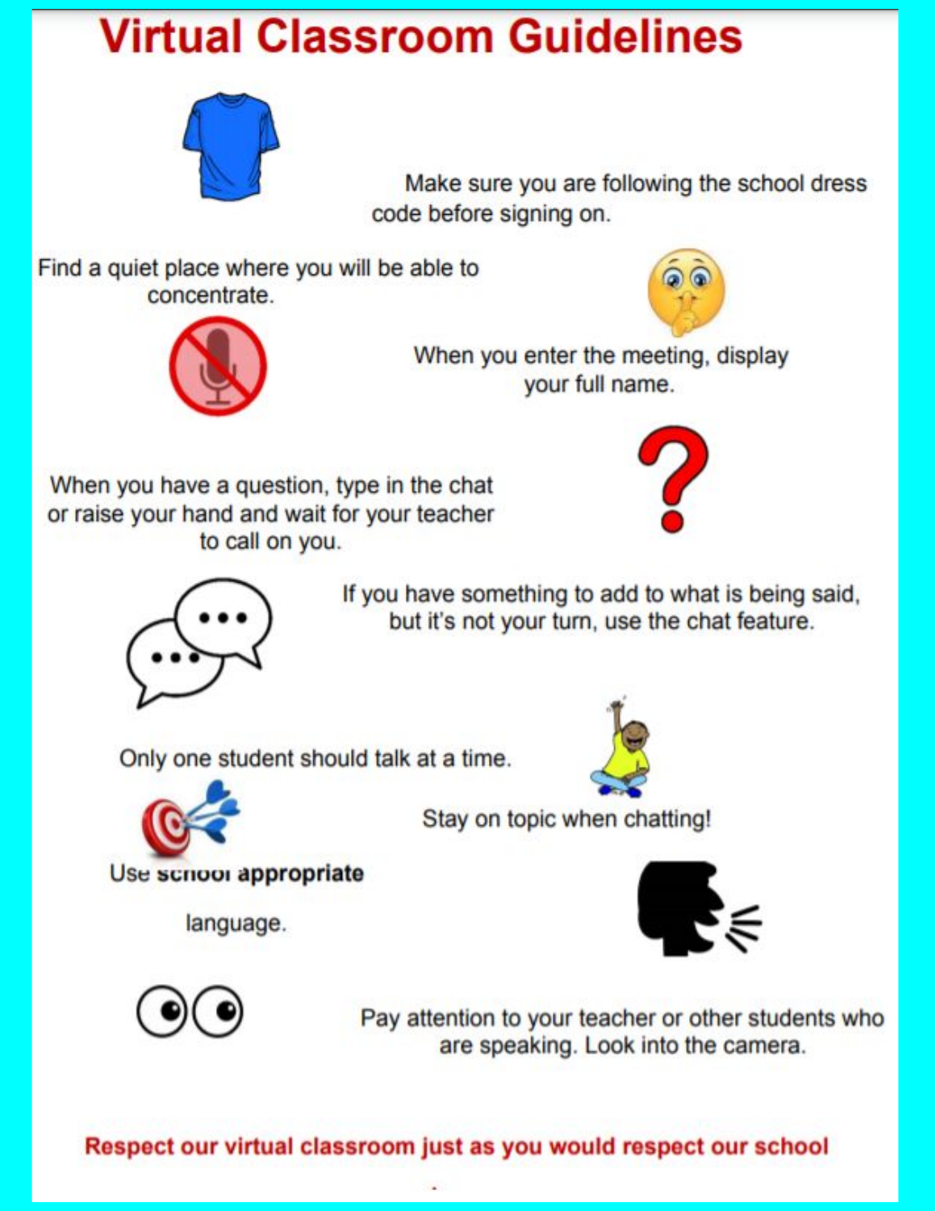# Virtual Classroom Guidelines

Make sure you are following the school dress code before signing on.

Find a quiet place where you will be able to concentrate.

When you enter the meeting, display your full name.

When you have a question, type in the chat or raise your hand and wait for your teacher to call on you.

If you have something to add to what is being said, but it's not your turn, use the chat feature.

Only one student should talk at a time.

Stay on topic when chatting!

Use school appropriate language.

Pay attention to your teacher or other students who are speaking. Look into the camera.

**Respect our virtual classroom just as you would respect our school**